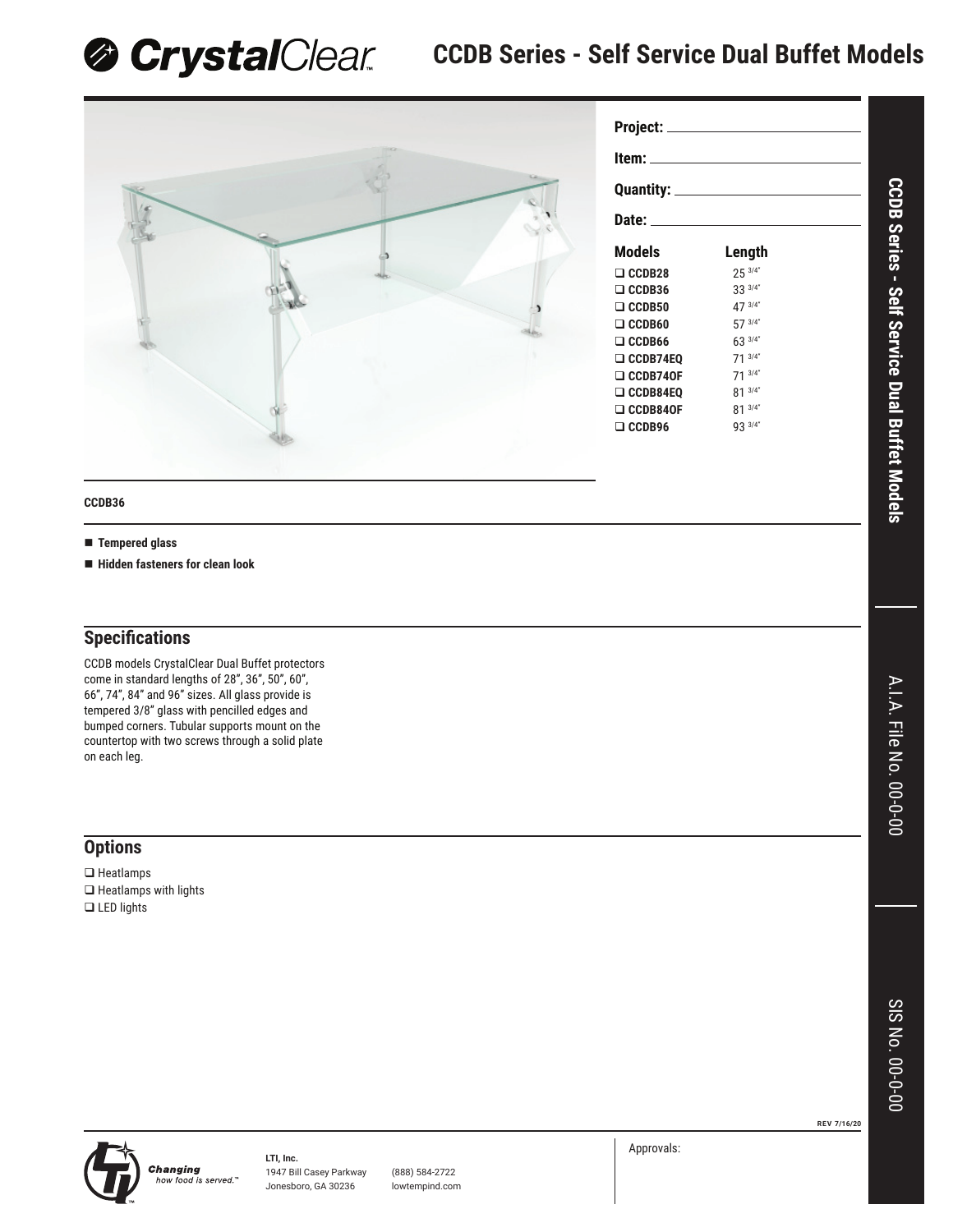# CrystalClear

# CCDB Series - Self Service Dual Buffet Models

**Project:** ______________________

**Item:** ______________________

**Quantity:** ______________________

**Date:** ______________________

| Models | Length |
|---|---|
| ❑ CCDB28 | 25 3/4" |
| ❑ CCDB36 | 33 3/4" |
| ❑ CCDB50 | 47 3/4" |
| ❑ CCDB60 | 57 3/4" |
| ❑ CCDB66 | 63 3/4" |
| ❑ CCDB74EQ | 71 3/4" |
| ❑ CCDB74OF | 71 3/4" |
| ❑ CCDB84EQ | 81 3/4" |
| ❑ CCDB84OF | 81 3/4" |
| ❑ CCDB96 | 93 3/4" |

**CCDB36**

- **Tempered glass**
- **Hidden fasteners for clean look**

## Specifications

CCDB models CrystalClear Dual Buffet protectors come in standard lengths of 28", 36", 50", 60", 66", 74", 84" and 96" sizes. All glass provide is tempered 3/8" glass with pencilled edges and bumped corners. Tubular supports mount on the countertop with two screws through a solid plate on each leg.

## Options

❑ Heatlamps
❑ Heatlamps with lights
❑ LED lights

A.I.A. File No. 00-0-00

SIS No. 00-0-00

REV 7/16/20

*Changing how food is served.™*

**LTI, Inc.**
1947 Bill Casey Parkway
Jonesboro, GA 30236

(888) 584-2722
lowtempind.com

Approvals: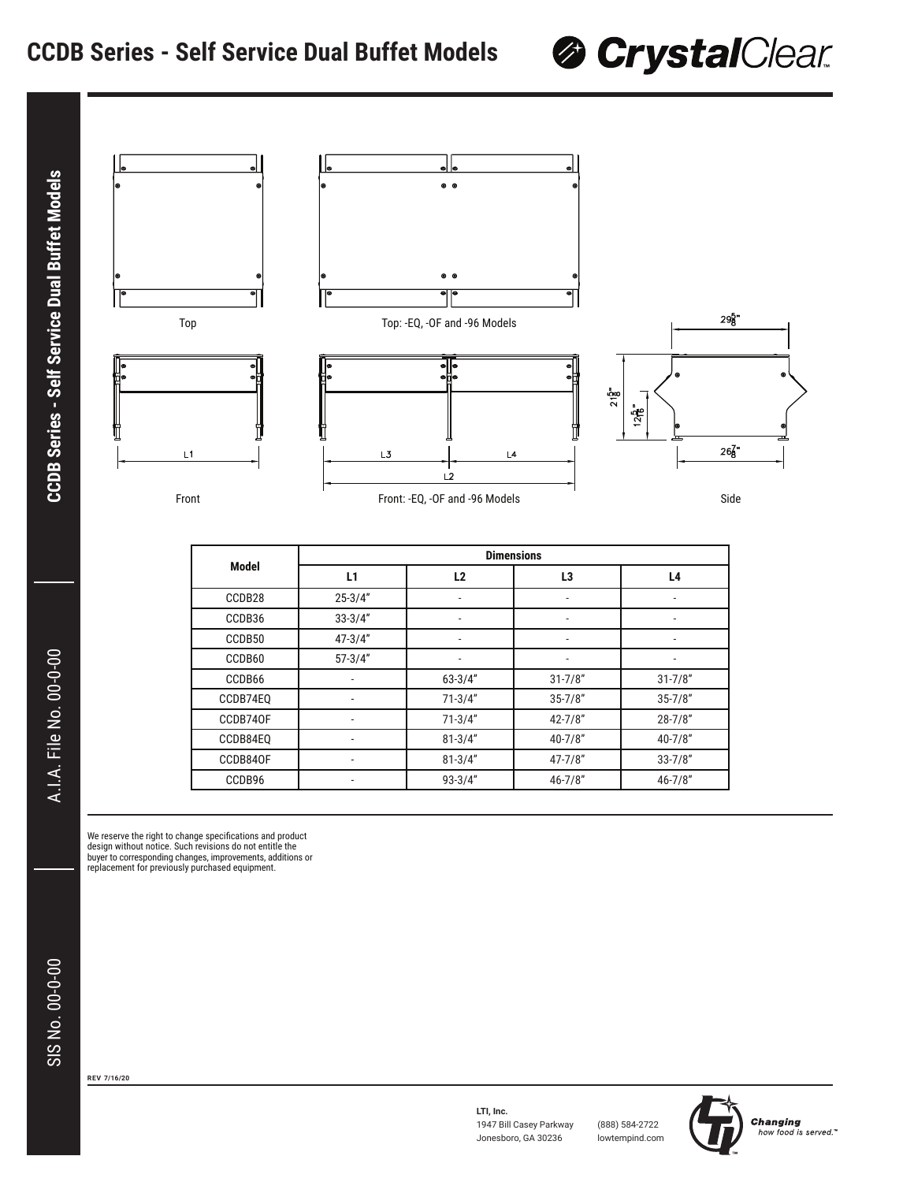# CCDB Series - Self Service Dual Buffet Models

Top

Top: -EQ, -OF and -96 Models

Front

Front: -EQ, -OF and -96 Models

Side

29-5/8"

21-5/8"

12-5/16"

26-7/8"

L1

L3 L4

L2

| Model | Dimensions | | | |
|---|---|---|---|---|
| | L1 | L2 | L3 | L4 |
| CCDB28 | 25-3/4" | - | - | - |
| CCDB36 | 33-3/4" | - | - | - |
| CCDB50 | 47-3/4" | - | - | - |
| CCDB60 | 57-3/4" | - | - | - |
| CCDB66 | - | 63-3/4" | 31-7/8" | 31-7/8" |
| CCDB74EQ | - | 71-3/4" | 35-7/8" | 35-7/8" |
| CCDB74OF | - | 71-3/4" | 42-7/8" | 28-7/8" |
| CCDB84EQ | - | 81-3/4" | 40-7/8" | 40-7/8" |
| CCDB84OF | - | 81-3/4" | 47-7/8" | 33-7/8" |
| CCDB96 | - | 93-3/4" | 46-7/8" | 46-7/8" |

We reserve the right to change specifications and product design without notice. Such revisions do not entitle the buyer to corresponding changes, improvements, additions or replacement for previously purchased equipment.

A.I.A. File No. 00-0-00

SIS No. 00-0-00

REV 7/16/20

**LTI, Inc.**
1947 Bill Casey Parkway
Jonesboro, GA 30236

(888) 584-2722
lowtempind.com

*Changing how food is served.*™